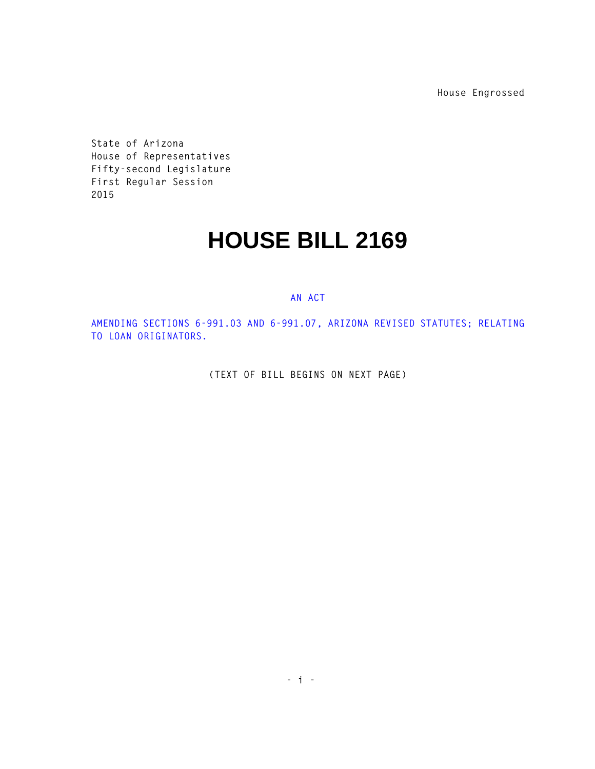House Engrossed

State of Arizona
House of Representatives
Fifty-second Legislature
First Regular Session
2015

# HOUSE BILL 2169

AN ACT

AMENDING SECTIONS 6-991.03 AND 6-991.07, ARIZONA REVISED STATUTES; RELATING TO LOAN ORIGINATORS.

(TEXT OF BILL BEGINS ON NEXT PAGE)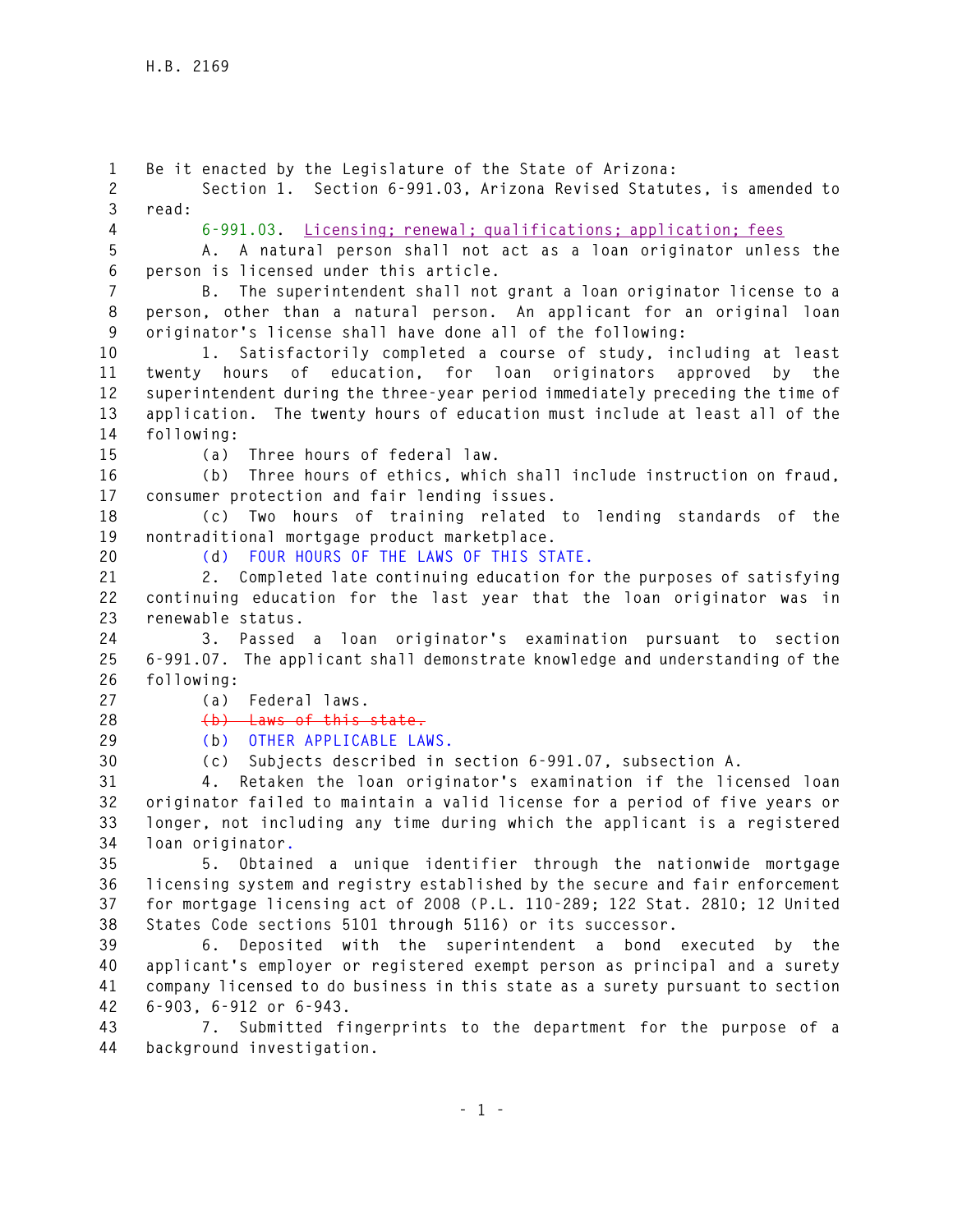Be it enacted by the Legislature of the State of Arizona:

Section 1. Section 6-991.03, Arizona Revised Statutes, is amended to read:

6-991.03. Licensing; renewal; qualifications; application; fees

A. A natural person shall not act as a loan originator unless the person is licensed under this article.

B. The superintendent shall not grant a loan originator license to a person, other than a natural person. An applicant for an original loan originator's license shall have done all of the following:

1. Satisfactorily completed a course of study, including at least twenty hours of education, for loan originators approved by the superintendent during the three-year period immediately preceding the time of application. The twenty hours of education must include at least all of the following:

(a) Three hours of federal law.

(b) Three hours of ethics, which shall include instruction on fraud, consumer protection and fair lending issues.

(c) Two hours of training related to lending standards of the nontraditional mortgage product marketplace.

(d) FOUR HOURS OF THE LAWS OF THIS STATE.

2. Completed late continuing education for the purposes of satisfying continuing education for the last year that the loan originator was in renewable status.

3. Passed a loan originator's examination pursuant to section 6-991.07. The applicant shall demonstrate knowledge and understanding of the following:

(a) Federal laws.

~~(b) Laws of this state.~~

(b) OTHER APPLICABLE LAWS.

(c) Subjects described in section 6-991.07, subsection A.

4. Retaken the loan originator's examination if the licensed loan originator failed to maintain a valid license for a period of five years or longer, not including any time during which the applicant is a registered loan originator.

5. Obtained a unique identifier through the nationwide mortgage licensing system and registry established by the secure and fair enforcement for mortgage licensing act of 2008 (P.L. 110-289; 122 Stat. 2810; 12 United States Code sections 5101 through 5116) or its successor.

6. Deposited with the superintendent a bond executed by the applicant's employer or registered exempt person as principal and a surety company licensed to do business in this state as a surety pursuant to section 6-903, 6-912 or 6-943.

7. Submitted fingerprints to the department for the purpose of a background investigation.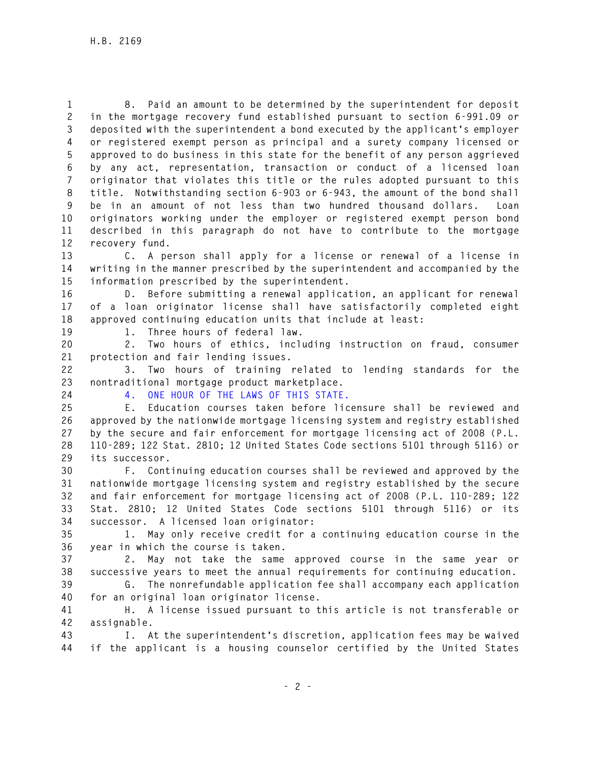8. Paid an amount to be determined by the superintendent for deposit in the mortgage recovery fund established pursuant to section 6-991.09 or deposited with the superintendent a bond executed by the applicant's employer or registered exempt person as principal and a surety company licensed or approved to do business in this state for the benefit of any person aggrieved by any act, representation, transaction or conduct of a licensed loan originator that violates this title or the rules adopted pursuant to this title. Notwithstanding section 6-903 or 6-943, the amount of the bond shall be in an amount of not less than two hundred thousand dollars. Loan originators working under the employer or registered exempt person bond described in this paragraph do not have to contribute to the mortgage recovery fund.

C. A person shall apply for a license or renewal of a license in writing in the manner prescribed by the superintendent and accompanied by the information prescribed by the superintendent.

D. Before submitting a renewal application, an applicant for renewal of a loan originator license shall have satisfactorily completed eight approved continuing education units that include at least:

1. Three hours of federal law.

2. Two hours of ethics, including instruction on fraud, consumer protection and fair lending issues.

3. Two hours of training related to lending standards for the nontraditional mortgage product marketplace.

4. ONE HOUR OF THE LAWS OF THIS STATE.

E. Education courses taken before licensure shall be reviewed and approved by the nationwide mortgage licensing system and registry established by the secure and fair enforcement for mortgage licensing act of 2008 (P.L. 110-289; 122 Stat. 2810; 12 United States Code sections 5101 through 5116) or its successor.

F. Continuing education courses shall be reviewed and approved by the nationwide mortgage licensing system and registry established by the secure and fair enforcement for mortgage licensing act of 2008 (P.L. 110-289; 122 Stat. 2810; 12 United States Code sections 5101 through 5116) or its successor. A licensed loan originator:

1. May only receive credit for a continuing education course in the year in which the course is taken.

2. May not take the same approved course in the same year or successive years to meet the annual requirements for continuing education.

G. The nonrefundable application fee shall accompany each application for an original loan originator license.

H. A license issued pursuant to this article is not transferable or assignable.

I. At the superintendent's discretion, application fees may be waived if the applicant is a housing counselor certified by the United States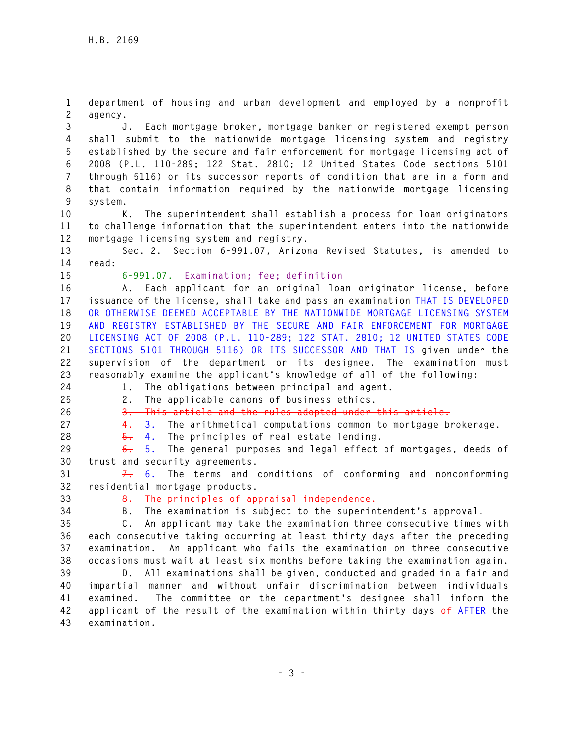department of housing and urban development and employed by a nonprofit agency.

J. Each mortgage broker, mortgage banker or registered exempt person shall submit to the nationwide mortgage licensing system and registry established by the secure and fair enforcement for mortgage licensing act of 2008 (P.L. 110-289; 122 Stat. 2810; 12 United States Code sections 5101 through 5116) or its successor reports of condition that are in a form and that contain information required by the nationwide mortgage licensing system.

K. The superintendent shall establish a process for loan originators to challenge information that the superintendent enters into the nationwide mortgage licensing system and registry.

Sec. 2. Section 6-991.07, Arizona Revised Statutes, is amended to read:

6-991.07. Examination; fee; definition

A. Each applicant for an original loan originator license, before issuance of the license, shall take and pass an examination THAT IS DEVELOPED OR OTHERWISE DEEMED ACCEPTABLE BY THE NATIONWIDE MORTGAGE LICENSING SYSTEM AND REGISTRY ESTABLISHED BY THE SECURE AND FAIR ENFORCEMENT FOR MORTGAGE LICENSING ACT OF 2008 (P.L. 110-289; 122 STAT. 2810; 12 UNITED STATES CODE SECTIONS 5101 THROUGH 5116) OR ITS SUCCESSOR AND THAT IS given under the supervision of the department or its designee. The examination must reasonably examine the applicant's knowledge of all of the following:

1. The obligations between principal and agent.

2. The applicable canons of business ethics.

~~3. This article and the rules adopted under this article.~~

~~4.~~ 3. The arithmetical computations common to mortgage brokerage.

~~5.~~ 4. The principles of real estate lending.

~~6.~~ 5. The general purposes and legal effect of mortgages, deeds of trust and security agreements.

~~7.~~ 6. The terms and conditions of conforming and nonconforming residential mortgage products.

~~8. The principles of appraisal independence.~~

B. The examination is subject to the superintendent's approval.

C. An applicant may take the examination three consecutive times with each consecutive taking occurring at least thirty days after the preceding examination. An applicant who fails the examination on three consecutive occasions must wait at least six months before taking the examination again.

D. All examinations shall be given, conducted and graded in a fair and impartial manner and without unfair discrimination between individuals examined. The committee or the department's designee shall inform the applicant of the result of the examination within thirty days ~~of~~ AFTER the examination.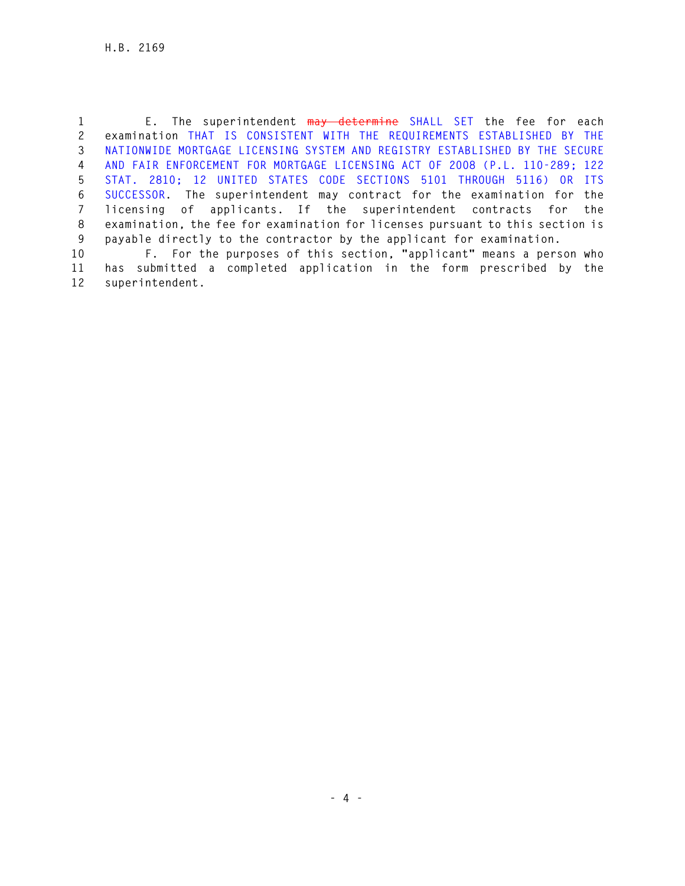E. The superintendent ~~may determine~~ SHALL SET the fee for each examination THAT IS CONSISTENT WITH THE REQUIREMENTS ESTABLISHED BY THE NATIONWIDE MORTGAGE LICENSING SYSTEM AND REGISTRY ESTABLISHED BY THE SECURE AND FAIR ENFORCEMENT FOR MORTGAGE LICENSING ACT OF 2008 (P.L. 110-289; 122 STAT. 2810; 12 UNITED STATES CODE SECTIONS 5101 THROUGH 5116) OR ITS SUCCESSOR. The superintendent may contract for the examination for the licensing of applicants. If the superintendent contracts for the examination, the fee for examination for licenses pursuant to this section is payable directly to the contractor by the applicant for examination.

F. For the purposes of this section, "applicant" means a person who has submitted a completed application in the form prescribed by the superintendent.